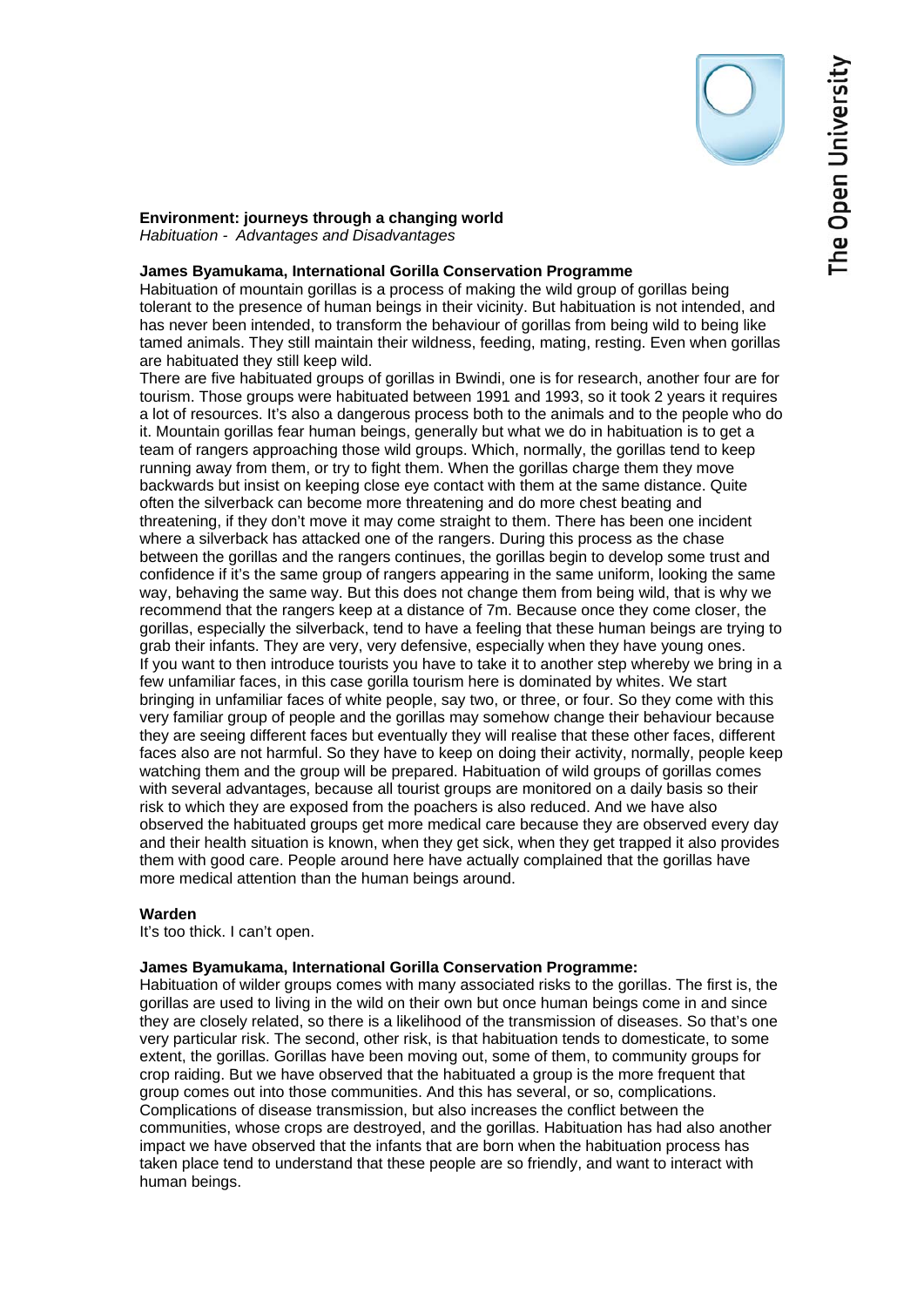**Environment: journeys through a changing world**
*Habituation - Advantages and Disadvantages*

**James Byamukama, International Gorilla Conservation Programme**
Habituation of mountain gorillas is a process of making the wild group of gorillas being tolerant to the presence of human beings in their vicinity. But habituation is not intended, and has never been intended, to transform the behaviour of gorillas from being wild to being like tamed animals. They still maintain their wildness, feeding, mating, resting. Even when gorillas are habituated they still keep wild.
There are five habituated groups of gorillas in Bwindi, one is for research, another four are for tourism. Those groups were habituated between 1991 and 1993, so it took 2 years it requires a lot of resources. It's also a dangerous process both to the animals and to the people who do it. Mountain gorillas fear human beings, generally but what we do in habituation is to get a team of rangers approaching those wild groups. Which, normally, the gorillas tend to keep running away from them, or try to fight them. When the gorillas charge them they move backwards but insist on keeping close eye contact with them at the same distance. Quite often the silverback can become more threatening and do more chest beating and threatening, if they don't move it may come straight to them. There has been one incident where a silverback has attacked one of the rangers. During this process as the chase between the gorillas and the rangers continues, the gorillas begin to develop some trust and confidence if it's the same group of rangers appearing in the same uniform, looking the same way, behaving the same way. But this does not change them from being wild, that is why we recommend that the rangers keep at a distance of 7m. Because once they come closer, the gorillas, especially the silverback, tend to have a feeling that these human beings are trying to grab their infants. They are very, very defensive, especially when they have young ones.
If you want to then introduce tourists you have to take it to another step whereby we bring in a few unfamiliar faces, in this case gorilla tourism here is dominated by whites. We start bringing in unfamiliar faces of white people, say two, or three, or four. So they come with this very familiar group of people and the gorillas may somehow change their behaviour because they are seeing different faces but eventually they will realise that these other faces, different faces also are not harmful. So they have to keep on doing their activity, normally, people keep watching them and the group will be prepared. Habituation of wild groups of gorillas comes with several advantages, because all tourist groups are monitored on a daily basis so their risk to which they are exposed from the poachers is also reduced. And we have also observed the habituated groups get more medical care because they are observed every day and their health situation is known, when they get sick, when they get trapped it also provides them with good care. People around here have actually complained that the gorillas have more medical attention than the human beings around.

**Warden**
It's too thick. I can't open.

**James Byamukama, International Gorilla Conservation Programme:**
Habituation of wilder groups comes with many associated risks to the gorillas. The first is, the gorillas are used to living in the wild on their own but once human beings come in and since they are closely related, so there is a likelihood of the transmission of diseases. So that's one very particular risk. The second, other risk, is that habituation tends to domesticate, to some extent, the gorillas. Gorillas have been moving out, some of them, to community groups for crop raiding. But we have observed that the habituated a group is the more frequent that group comes out into those communities. And this has several, or so, complications. Complications of disease transmission, but also increases the conflict between the communities, whose crops are destroyed, and the gorillas. Habituation has had also another impact we have observed that the infants that are born when the habituation process has taken place tend to understand that these people are so friendly, and want to interact with human beings.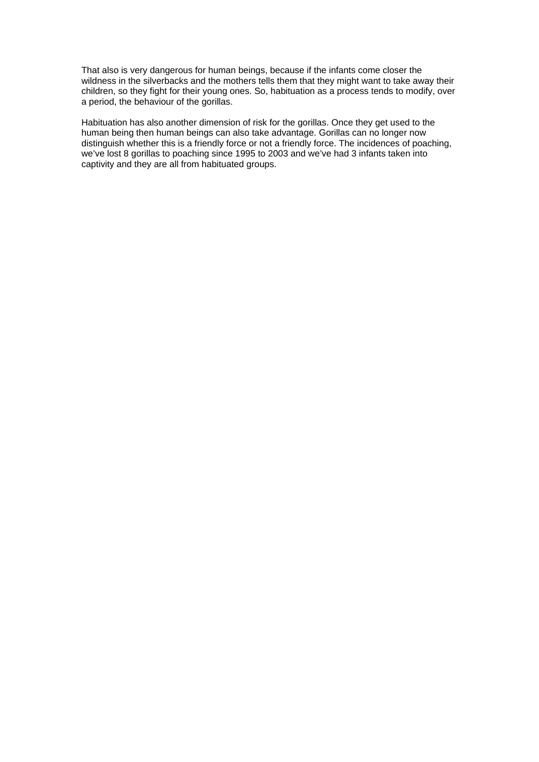That also is very dangerous for human beings, because if the infants come closer the wildness in the silverbacks and the mothers tells them that they might want to take away their children, so they fight for their young ones. So, habituation as a process tends to modify, over a period, the behaviour of the gorillas.

Habituation has also another dimension of risk for the gorillas. Once they get used to the human being then human beings can also take advantage. Gorillas can no longer now distinguish whether this is a friendly force or not a friendly force. The incidences of poaching, we've lost 8 gorillas to poaching since 1995 to 2003 and we've had 3 infants taken into captivity and they are all from habituated groups.